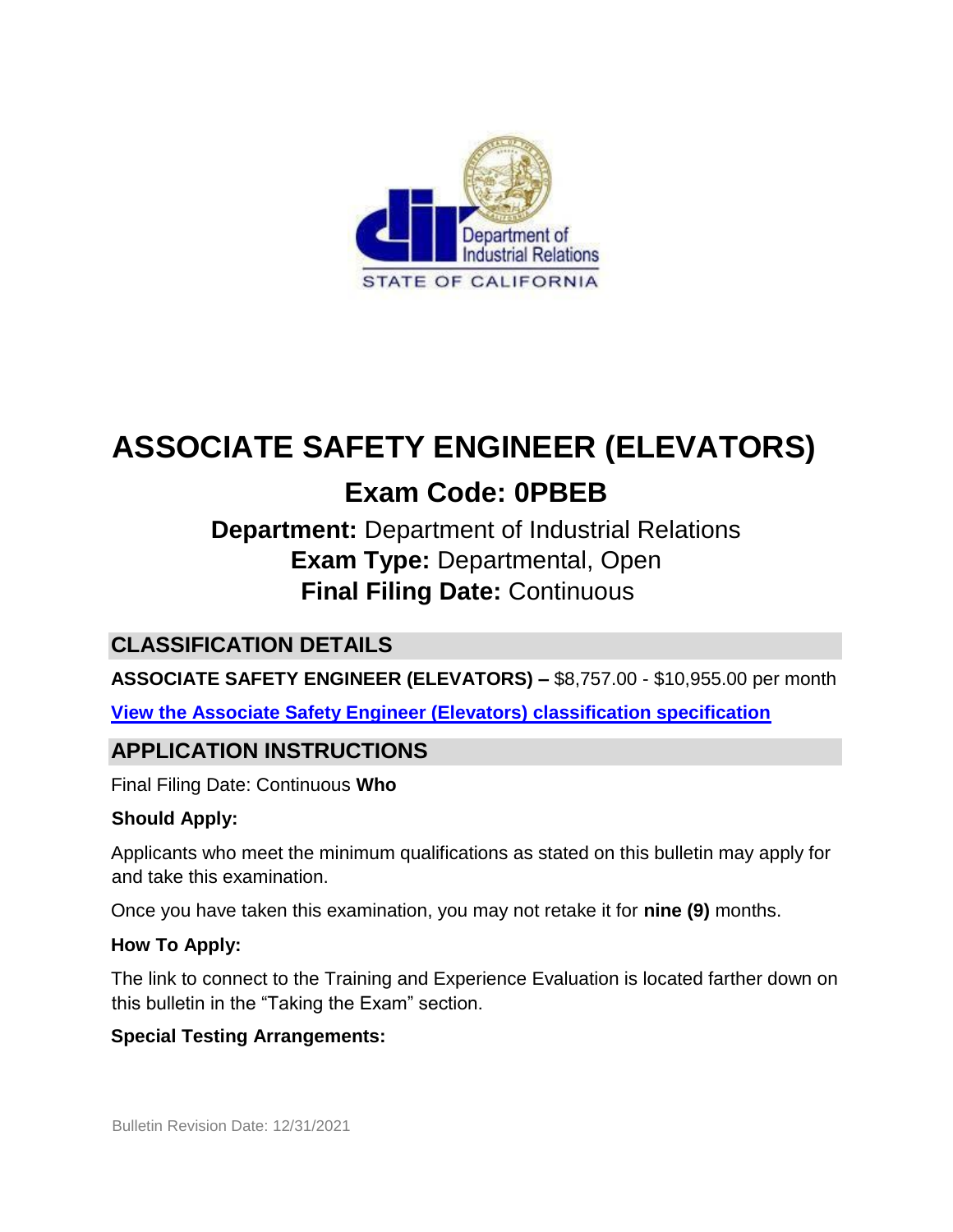# ASSOCIATE SAFETY ENGINEER (ELEVATORS)

## Exam Code: 0PBEB

**Department:** Department of Industrial Relations
**Exam Type:** Departmental, Open
**Final Filing Date:** Continuous

## CLASSIFICATION DETAILS

**ASSOCIATE SAFETY ENGINEER (ELEVATORS) –** $8,757.00 - $10,955.00 per month

**View the Associate Safety Engineer (Elevators) classification specification**

## APPLICATION INSTRUCTIONS

Final Filing Date: Continuous **Who**

**Should Apply:**

Applicants who meet the minimum qualifications as stated on this bulletin may apply for and take this examination.

Once you have taken this examination, you may not retake it for **nine (9)** months.

**How To Apply:**

The link to connect to the Training and Experience Evaluation is located farther down on this bulletin in the "Taking the Exam" section.

**Special Testing Arrangements:**

Bulletin Revision Date: 12/31/2021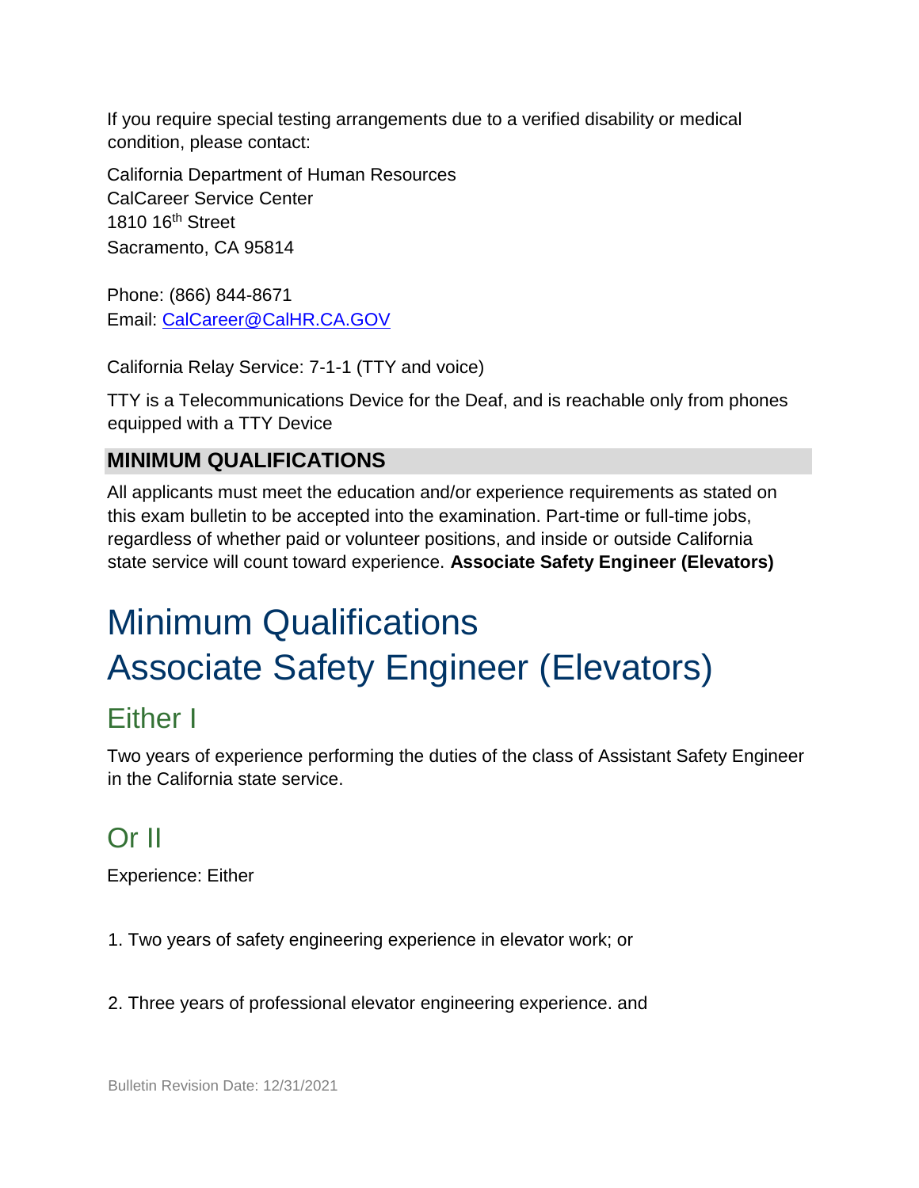If you require special testing arrangements due to a verified disability or medical condition, please contact:

California Department of Human Resources
CalCareer Service Center
1810 16th Street
Sacramento, CA 95814

Phone: (866) 844-8671
Email: CalCareer@CalHR.CA.GOV

California Relay Service: 7-1-1 (TTY and voice)

TTY is a Telecommunications Device for the Deaf, and is reachable only from phones equipped with a TTY Device

## MINIMUM QUALIFICATIONS

All applicants must meet the education and/or experience requirements as stated on this exam bulletin to be accepted into the examination. Part-time or full-time jobs, regardless of whether paid or volunteer positions, and inside or outside California state service will count toward experience. **Associate Safety Engineer (Elevators)**

# Minimum Qualifications
# Associate Safety Engineer (Elevators)

## Either I

Two years of experience performing the duties of the class of Assistant Safety Engineer in the California state service.

## Or II

Experience: Either

1. Two years of safety engineering experience in elevator work; or

2. Three years of professional elevator engineering experience. and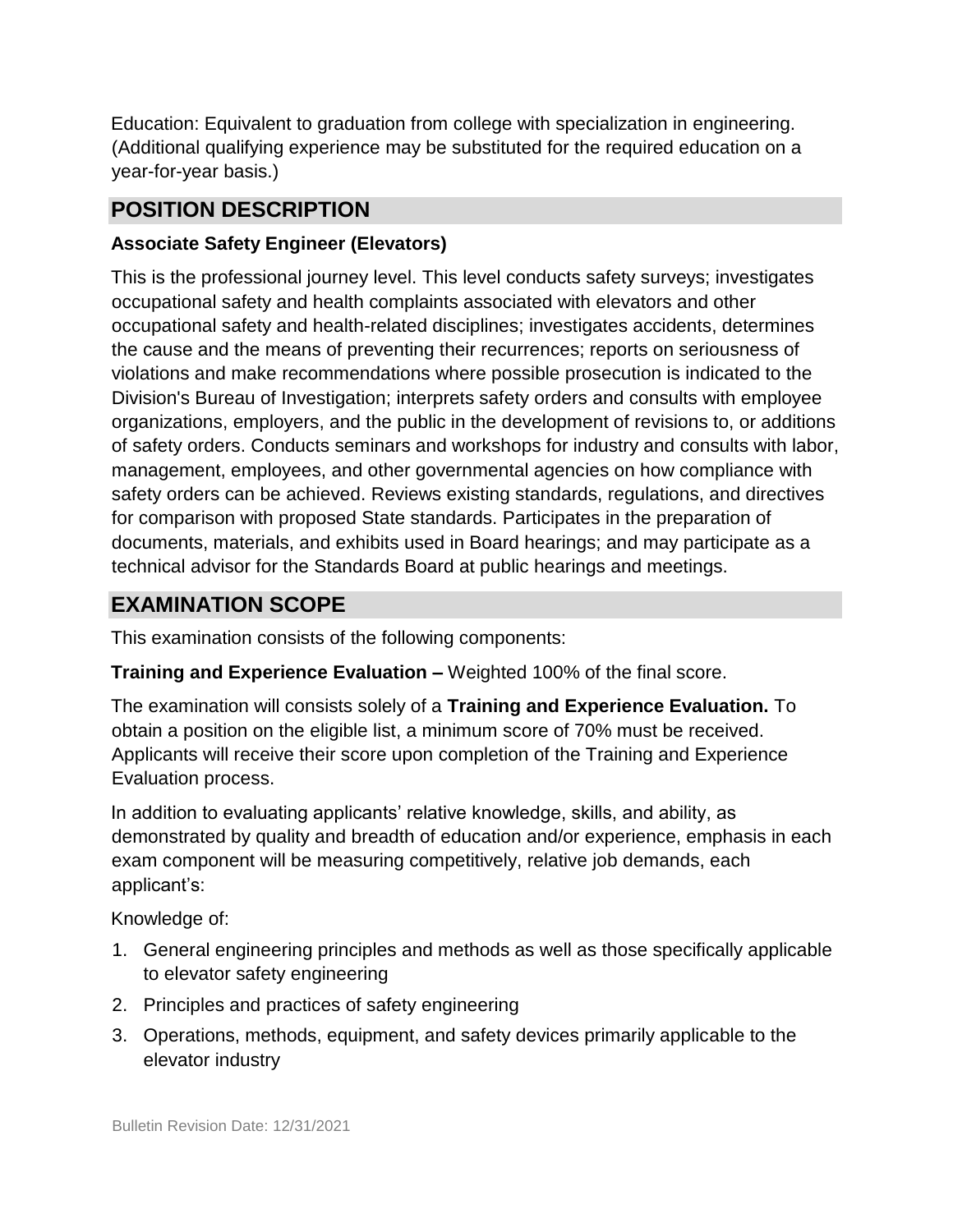Education: Equivalent to graduation from college with specialization in engineering. (Additional qualifying experience may be substituted for the required education on a year-for-year basis.)

## POSITION DESCRIPTION

### Associate Safety Engineer (Elevators)

This is the professional journey level. This level conducts safety surveys; investigates occupational safety and health complaints associated with elevators and other occupational safety and health-related disciplines; investigates accidents, determines the cause and the means of preventing their recurrences; reports on seriousness of violations and make recommendations where possible prosecution is indicated to the Division's Bureau of Investigation; interprets safety orders and consults with employee organizations, employers, and the public in the development of revisions to, or additions of safety orders. Conducts seminars and workshops for industry and consults with labor, management, employees, and other governmental agencies on how compliance with safety orders can be achieved. Reviews existing standards, regulations, and directives for comparison with proposed State standards. Participates in the preparation of documents, materials, and exhibits used in Board hearings; and may participate as a technical advisor for the Standards Board at public hearings and meetings.

## EXAMINATION SCOPE

This examination consists of the following components:

**Training and Experience Evaluation –** Weighted 100% of the final score.

The examination will consists solely of a **Training and Experience Evaluation.** To obtain a position on the eligible list, a minimum score of 70% must be received. Applicants will receive their score upon completion of the Training and Experience Evaluation process.

In addition to evaluating applicants' relative knowledge, skills, and ability, as demonstrated by quality and breadth of education and/or experience, emphasis in each exam component will be measuring competitively, relative job demands, each applicant's:

Knowledge of:

1. General engineering principles and methods as well as those specifically applicable to elevator safety engineering
2. Principles and practices of safety engineering
3. Operations, methods, equipment, and safety devices primarily applicable to the elevator industry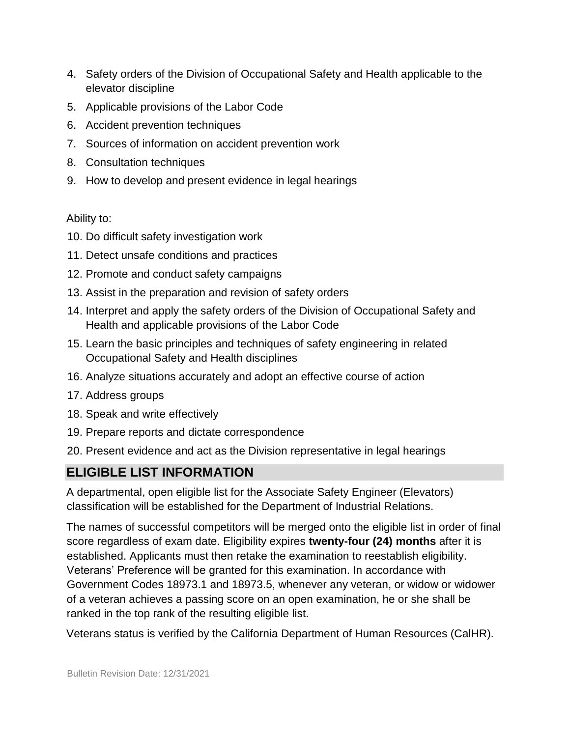4. Safety orders of the Division of Occupational Safety and Health applicable to the elevator discipline
5. Applicable provisions of the Labor Code
6. Accident prevention techniques
7. Sources of information on accident prevention work
8. Consultation techniques
9. How to develop and present evidence in legal hearings

Ability to:

10. Do difficult safety investigation work
11. Detect unsafe conditions and practices
12. Promote and conduct safety campaigns
13. Assist in the preparation and revision of safety orders
14. Interpret and apply the safety orders of the Division of Occupational Safety and Health and applicable provisions of the Labor Code
15. Learn the basic principles and techniques of safety engineering in related Occupational Safety and Health disciplines
16. Analyze situations accurately and adopt an effective course of action
17. Address groups
18. Speak and write effectively
19. Prepare reports and dictate correspondence
20. Present evidence and act as the Division representative in legal hearings

## ELIGIBLE LIST INFORMATION

A departmental, open eligible list for the Associate Safety Engineer (Elevators) classification will be established for the Department of Industrial Relations.

The names of successful competitors will be merged onto the eligible list in order of final score regardless of exam date. Eligibility expires **twenty-four (24) months** after it is established. Applicants must then retake the examination to reestablish eligibility. Veterans' Preference will be granted for this examination. In accordance with Government Codes 18973.1 and 18973.5, whenever any veteran, or widow or widower of a veteran achieves a passing score on an open examination, he or she shall be ranked in the top rank of the resulting eligible list.

Veterans status is verified by the California Department of Human Resources (CalHR).

Bulletin Revision Date: 12/31/2021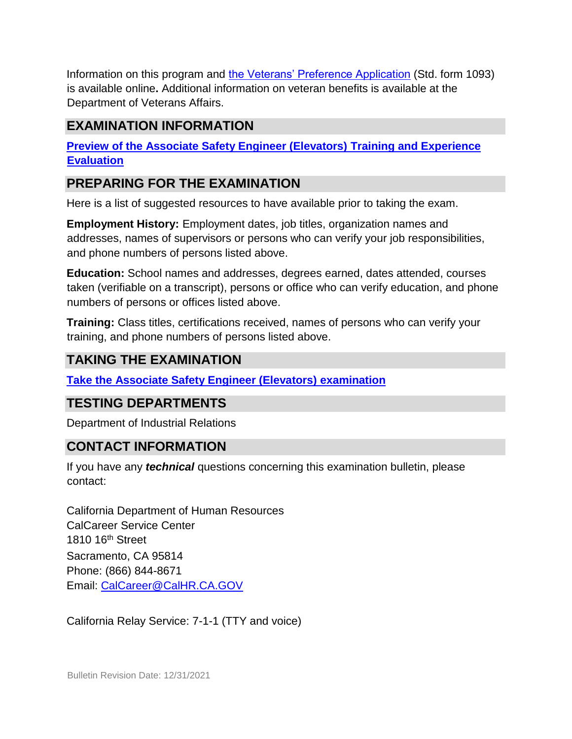Information on this program and the Veterans' Preference Application (Std. form 1093) is available online**.** Additional information on veteran benefits is available at the Department of Veterans Affairs.

## EXAMINATION INFORMATION

**Preview of the Associate Safety Engineer (Elevators) Training and Experience Evaluation**

## PREPARING FOR THE EXAMINATION

Here is a list of suggested resources to have available prior to taking the exam.

**Employment History:** Employment dates, job titles, organization names and addresses, names of supervisors or persons who can verify your job responsibilities, and phone numbers of persons listed above.

**Education:** School names and addresses, degrees earned, dates attended, courses taken (verifiable on a transcript), persons or office who can verify education, and phone numbers of persons or offices listed above.

**Training:** Class titles, certifications received, names of persons who can verify your training, and phone numbers of persons listed above.

## TAKING THE EXAMINATION

**Take the Associate Safety Engineer (Elevators) examination**

## TESTING DEPARTMENTS

Department of Industrial Relations

## CONTACT INFORMATION

If you have any ***technical*** questions concerning this examination bulletin, please contact:

California Department of Human Resources
CalCareer Service Center
1810 16th Street
Sacramento, CA 95814
Phone: (866) 844-8671
Email: CalCareer@CalHR.CA.GOV

California Relay Service: 7-1-1 (TTY and voice)

Bulletin Revision Date: 12/31/2021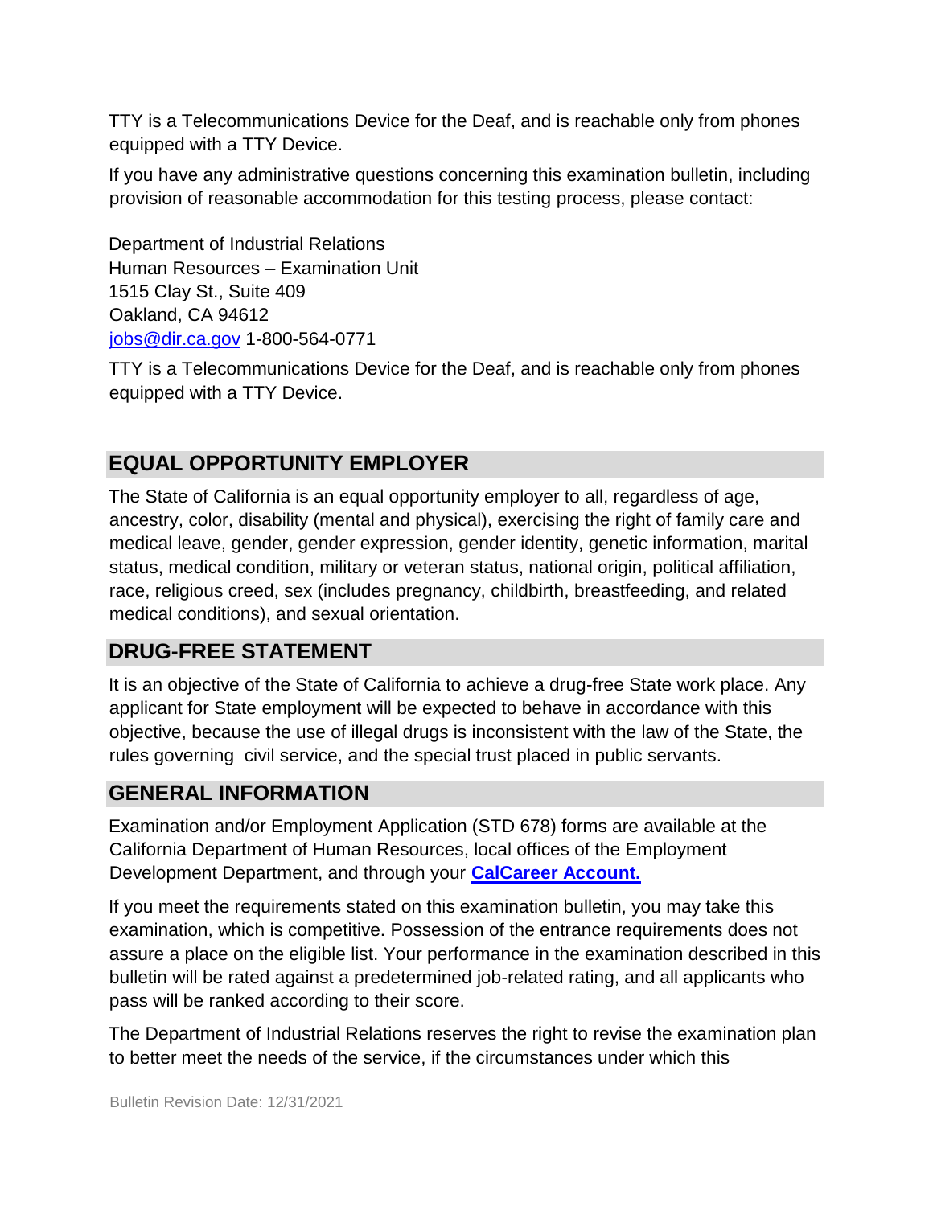TTY is a Telecommunications Device for the Deaf, and is reachable only from phones equipped with a TTY Device.

If you have any administrative questions concerning this examination bulletin, including provision of reasonable accommodation for this testing process, please contact:

Department of Industrial Relations
Human Resources – Examination Unit
1515 Clay St., Suite 409
Oakland, CA 94612
[jobs@dir.ca.gov](mailto:jobs@dir.ca.gov) 1-800-564-0771

TTY is a Telecommunications Device for the Deaf, and is reachable only from phones equipped with a TTY Device.

## EQUAL OPPORTUNITY EMPLOYER

The State of California is an equal opportunity employer to all, regardless of age, ancestry, color, disability (mental and physical), exercising the right of family care and medical leave, gender, gender expression, gender identity, genetic information, marital status, medical condition, military or veteran status, national origin, political affiliation, race, religious creed, sex (includes pregnancy, childbirth, breastfeeding, and related medical conditions), and sexual orientation.

## DRUG-FREE STATEMENT

It is an objective of the State of California to achieve a drug-free State work place. Any applicant for State employment will be expected to behave in accordance with this objective, because the use of illegal drugs is inconsistent with the law of the State, the rules governing civil service, and the special trust placed in public servants.

## GENERAL INFORMATION

Examination and/or Employment Application (STD 678) forms are available at the California Department of Human Resources, local offices of the Employment Development Department, and through your **CalCareer Account.**

If you meet the requirements stated on this examination bulletin, you may take this examination, which is competitive. Possession of the entrance requirements does not assure a place on the eligible list. Your performance in the examination described in this bulletin will be rated against a predetermined job-related rating, and all applicants who pass will be ranked according to their score.

The Department of Industrial Relations reserves the right to revise the examination plan to better meet the needs of the service, if the circumstances under which this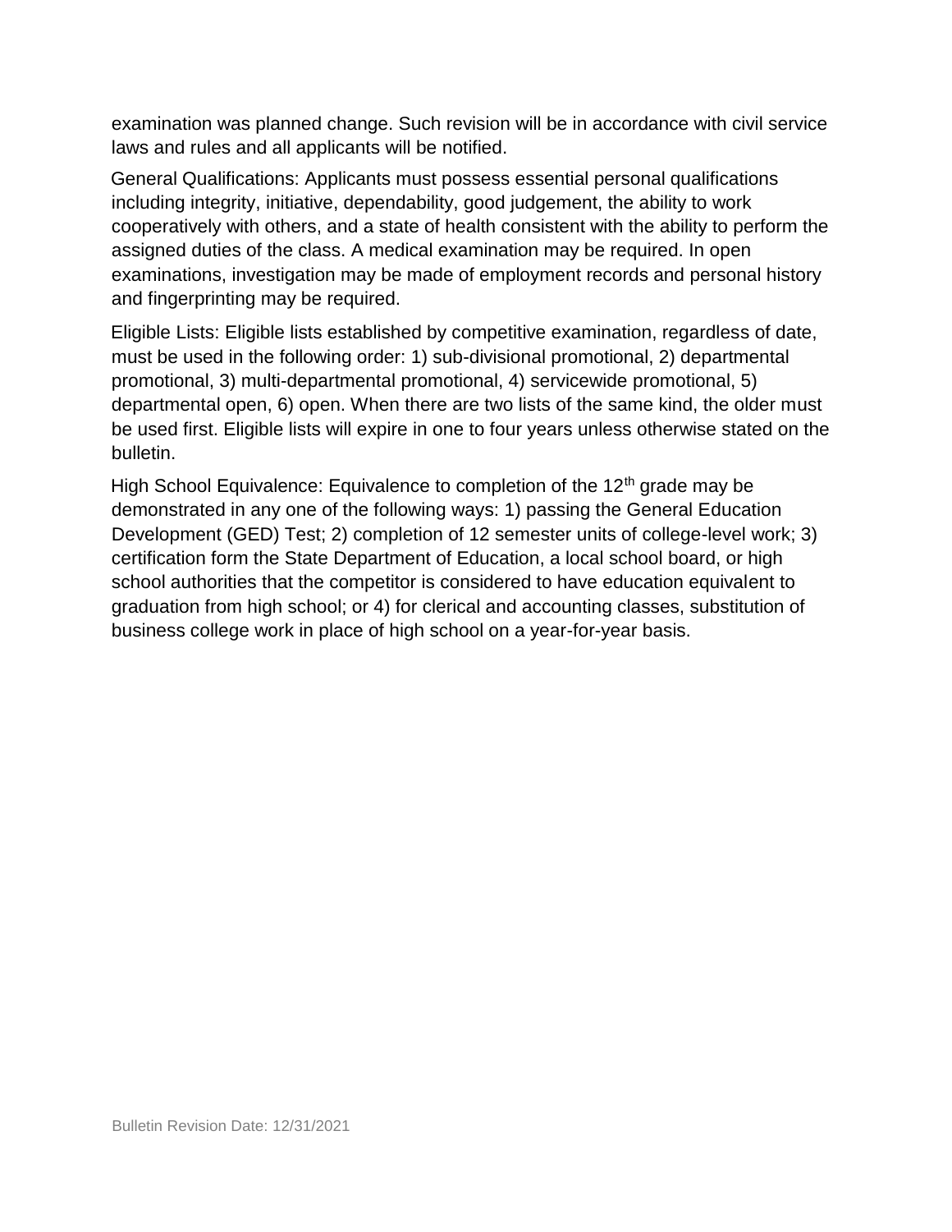examination was planned change. Such revision will be in accordance with civil service laws and rules and all applicants will be notified.

General Qualifications: Applicants must possess essential personal qualifications including integrity, initiative, dependability, good judgement, the ability to work cooperatively with others, and a state of health consistent with the ability to perform the assigned duties of the class. A medical examination may be required. In open examinations, investigation may be made of employment records and personal history and fingerprinting may be required.

Eligible Lists: Eligible lists established by competitive examination, regardless of date, must be used in the following order: 1) sub-divisional promotional, 2) departmental promotional, 3) multi-departmental promotional, 4) servicewide promotional, 5) departmental open, 6) open. When there are two lists of the same kind, the older must be used first. Eligible lists will expire in one to four years unless otherwise stated on the bulletin.

High School Equivalence: Equivalence to completion of the 12th grade may be demonstrated in any one of the following ways: 1) passing the General Education Development (GED) Test; 2) completion of 12 semester units of college-level work; 3) certification form the State Department of Education, a local school board, or high school authorities that the competitor is considered to have education equivalent to graduation from high school; or 4) for clerical and accounting classes, substitution of business college work in place of high school on a year-for-year basis.

Bulletin Revision Date: 12/31/2021